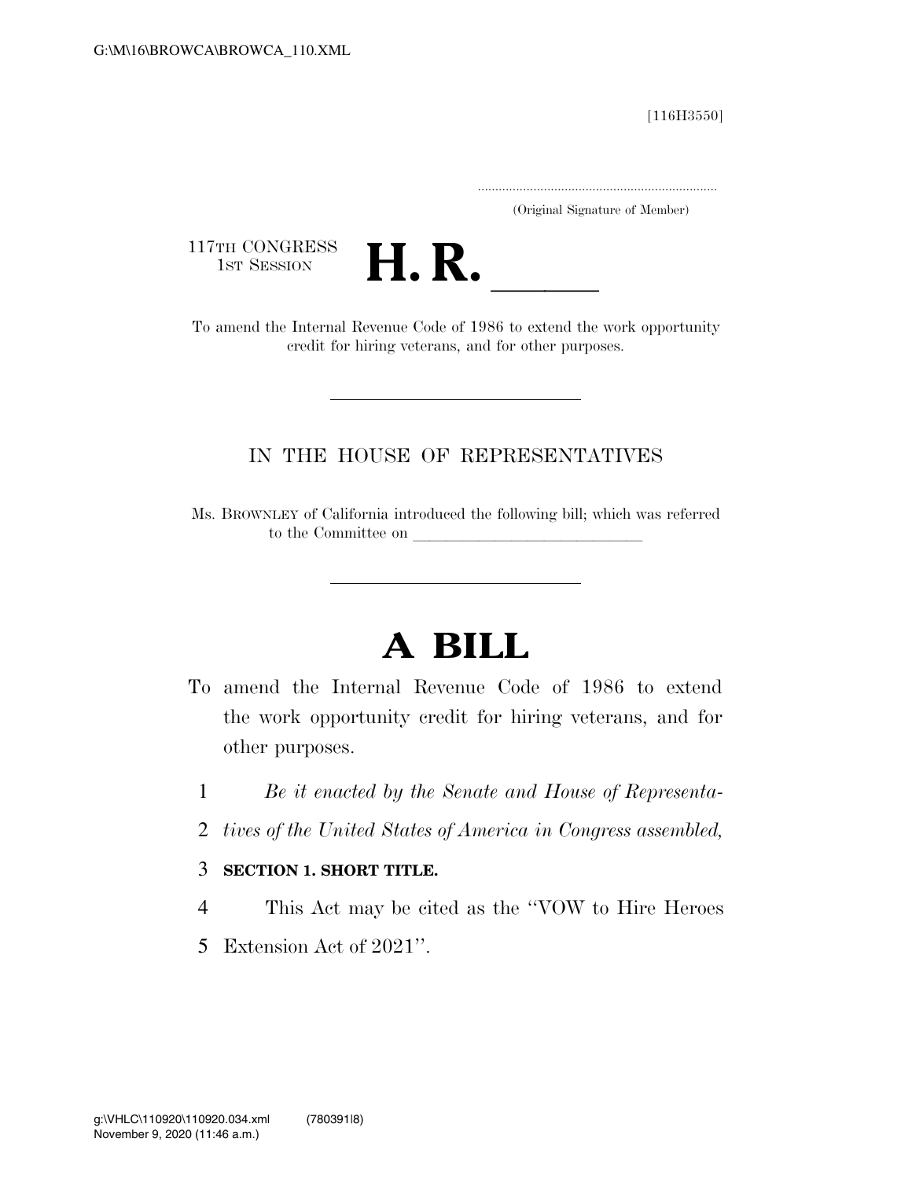[116H3550]

.....................................................................

(Original Signature of Member)

117TH CONGRESS
1ST SESSION

# H. R. \_\_\_\_\_

To amend the Internal Revenue Code of 1986 to extend the work opportunity credit for hiring veterans, and for other purposes.

---

IN THE HOUSE OF REPRESENTATIVES

Ms. BROWNLEY of California introduced the following bill; which was referred to the Committee on \_\_\_\_\_\_\_\_\_\_\_\_\_\_\_\_\_\_\_\_\_\_\_\_\_\_\_\_

---

# A BILL

To amend the Internal Revenue Code of 1986 to extend the work opportunity credit for hiring veterans, and for other purposes.

*Be it enacted by the Senate and House of Representatives of the United States of America in Congress assembled,*

**SECTION 1. SHORT TITLE.**

This Act may be cited as the ''VOW to Hire Heroes Extension Act of 2021''.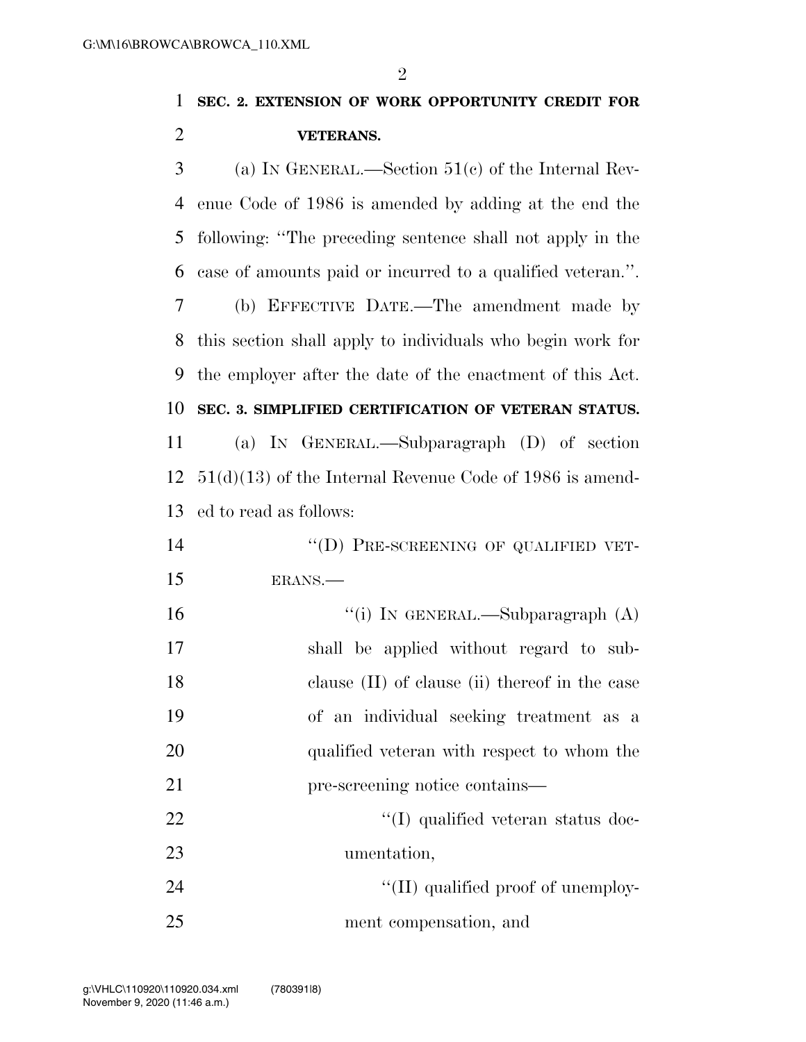**SEC. 2. EXTENSION OF WORK OPPORTUNITY CREDIT FOR VETERANS.**

(a) IN GENERAL.—Section 51(c) of the Internal Revenue Code of 1986 is amended by adding at the end the following: "The preceding sentence shall not apply in the case of amounts paid or incurred to a qualified veteran.".

(b) EFFECTIVE DATE.—The amendment made by this section shall apply to individuals who begin work for the employer after the date of the enactment of this Act.

**SEC. 3. SIMPLIFIED CERTIFICATION OF VETERAN STATUS.**

(a) IN GENERAL.—Subparagraph (D) of section 51(d)(13) of the Internal Revenue Code of 1986 is amended to read as follows:

"(D) PRE-SCREENING OF QUALIFIED VETERANS.—

"(i) IN GENERAL.—Subparagraph (A) shall be applied without regard to subclause (II) of clause (ii) thereof in the case of an individual seeking treatment as a qualified veteran with respect to whom the pre-screening notice contains—

"(I) qualified veteran status documentation,

"(II) qualified proof of unemployment compensation, and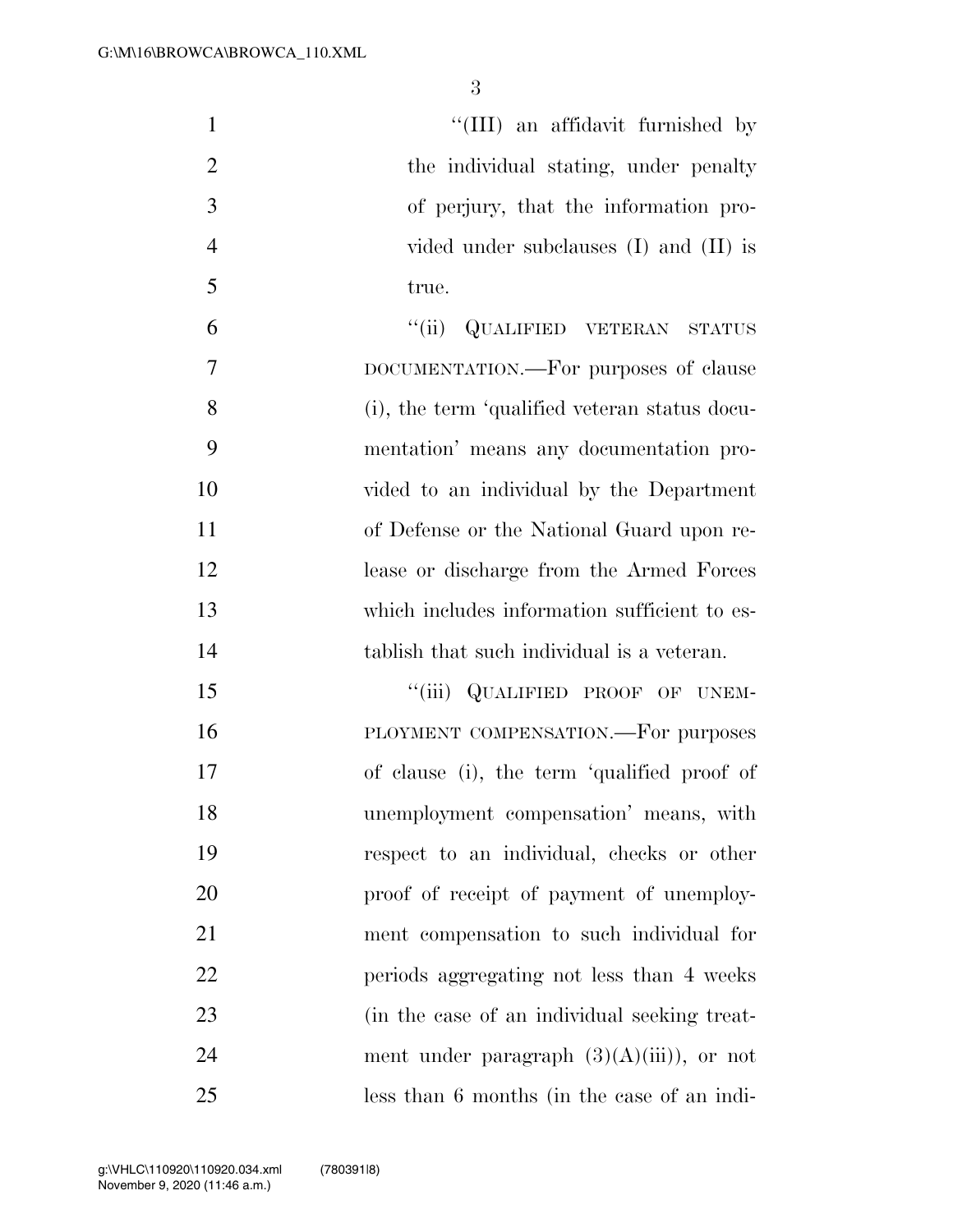"(III) an affidavit furnished by the individual stating, under penalty of perjury, that the information provided under subclauses (I) and (II) is true.

"(ii) QUALIFIED VETERAN STATUS DOCUMENTATION.—For purposes of clause (i), the term 'qualified veteran status documentation' means any documentation provided to an individual by the Department of Defense or the National Guard upon release or discharge from the Armed Forces which includes information sufficient to establish that such individual is a veteran.

"(iii) QUALIFIED PROOF OF UNEMPLOYMENT COMPENSATION.—For purposes of clause (i), the term 'qualified proof of unemployment compensation' means, with respect to an individual, checks or other proof of receipt of payment of unemployment compensation to such individual for periods aggregating not less than 4 weeks (in the case of an individual seeking treatment under paragraph (3)(A)(iii)), or not less than 6 months (in the case of an indi-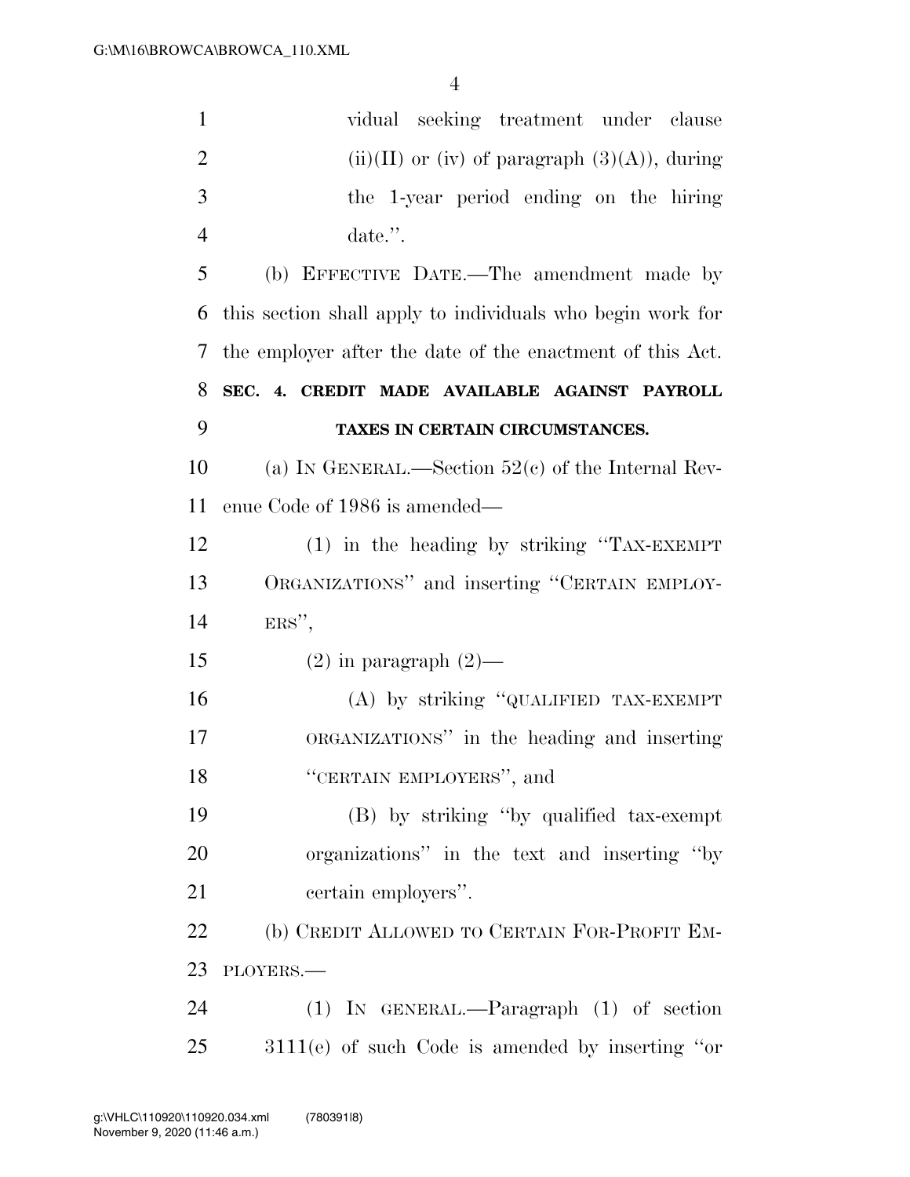vidual seeking treatment under clause (ii)(II) or (iv) of paragraph (3)(A)), during the 1-year period ending on the hiring date.''.

(b) EFFECTIVE DATE.—The amendment made by this section shall apply to individuals who begin work for the employer after the date of the enactment of this Act.

**SEC. 4. CREDIT MADE AVAILABLE AGAINST PAYROLL TAXES IN CERTAIN CIRCUMSTANCES.**

(a) IN GENERAL.—Section 52(c) of the Internal Revenue Code of 1986 is amended—

(1) in the heading by striking ''TAX-EXEMPT ORGANIZATIONS'' and inserting ''CERTAIN EMPLOYERS'',

(2) in paragraph (2)—

(A) by striking ''QUALIFIED TAX-EXEMPT ORGANIZATIONS'' in the heading and inserting ''CERTAIN EMPLOYERS'', and

(B) by striking ''by qualified tax-exempt organizations'' in the text and inserting ''by certain employers''.

(b) CREDIT ALLOWED TO CERTAIN FOR-PROFIT EMPLOYERS.—

(1) IN GENERAL.—Paragraph (1) of section 3111(e) of such Code is amended by inserting ''or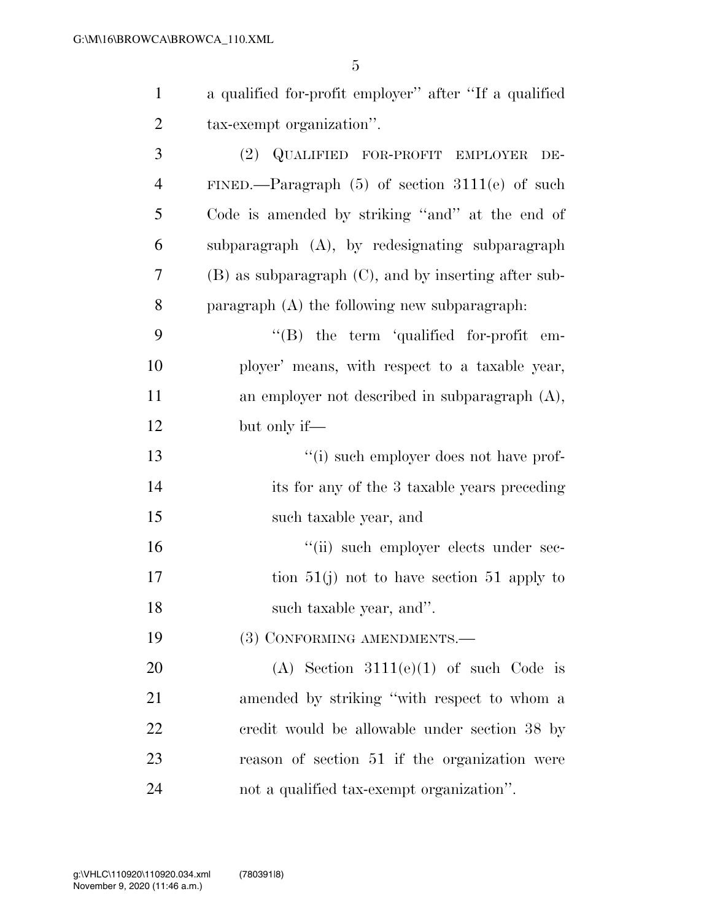a qualified for-profit employer'' after ''If a qualified tax-exempt organization''.

(2) QUALIFIED FOR-PROFIT EMPLOYER DEFINED.—Paragraph (5) of section 3111(e) of such Code is amended by striking ''and'' at the end of subparagraph (A), by redesignating subparagraph (B) as subparagraph (C), and by inserting after subparagraph (A) the following new subparagraph:

''(B) the term 'qualified for-profit employer' means, with respect to a taxable year, an employer not described in subparagraph (A), but only if—

''(i) such employer does not have profits for any of the 3 taxable years preceding such taxable year, and

''(ii) such employer elects under section 51(j) not to have section 51 apply to such taxable year, and''.

(3) CONFORMING AMENDMENTS.—

(A) Section 3111(e)(1) of such Code is amended by striking ''with respect to whom a credit would be allowable under section 38 by reason of section 51 if the organization were not a qualified tax-exempt organization''.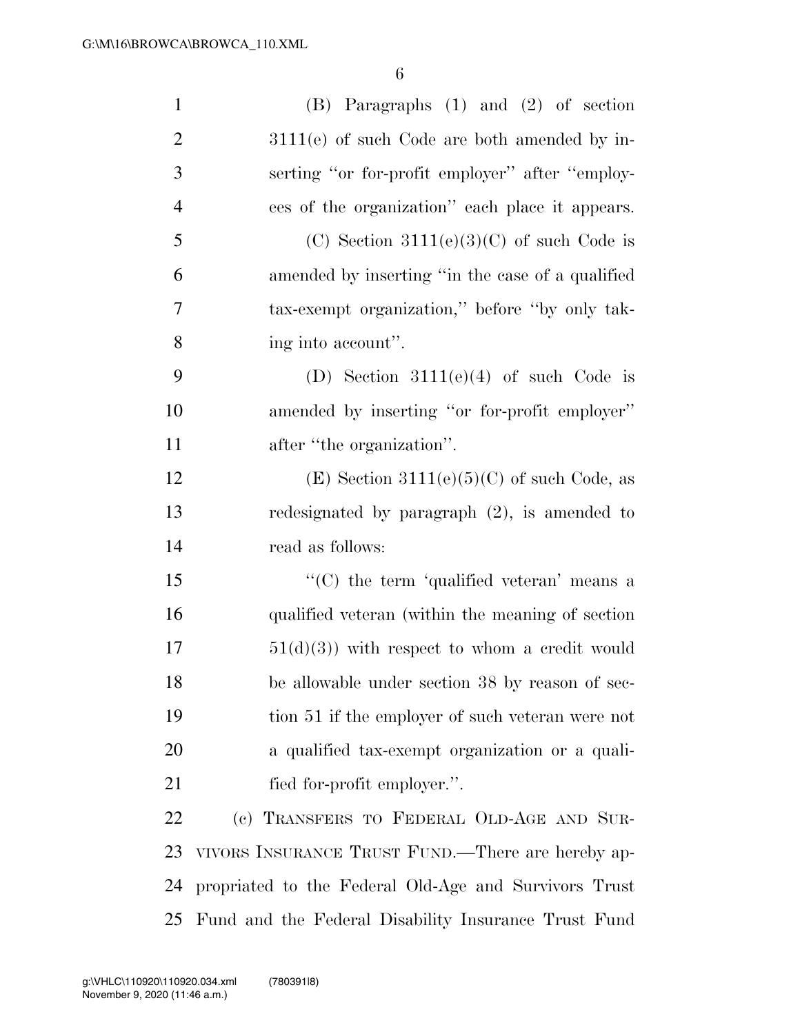(B) Paragraphs (1) and (2) of section 3111(e) of such Code are both amended by inserting ''or for-profit employer'' after ''employees of the organization'' each place it appears.

(C) Section 3111(e)(3)(C) of such Code is amended by inserting ''in the case of a qualified tax-exempt organization,'' before ''by only taking into account''.

(D) Section 3111(e)(4) of such Code is amended by inserting ''or for-profit employer'' after ''the organization''.

(E) Section 3111(e)(5)(C) of such Code, as redesignated by paragraph (2), is amended to read as follows:

''(C) the term 'qualified veteran' means a qualified veteran (within the meaning of section 51(d)(3)) with respect to whom a credit would be allowable under section 38 by reason of section 51 if the employer of such veteran were not a qualified tax-exempt organization or a qualified for-profit employer.''.

(c) TRANSFERS TO FEDERAL OLD-AGE AND SURVIVORS INSURANCE TRUST FUND.—There are hereby appropriated to the Federal Old-Age and Survivors Trust Fund and the Federal Disability Insurance Trust Fund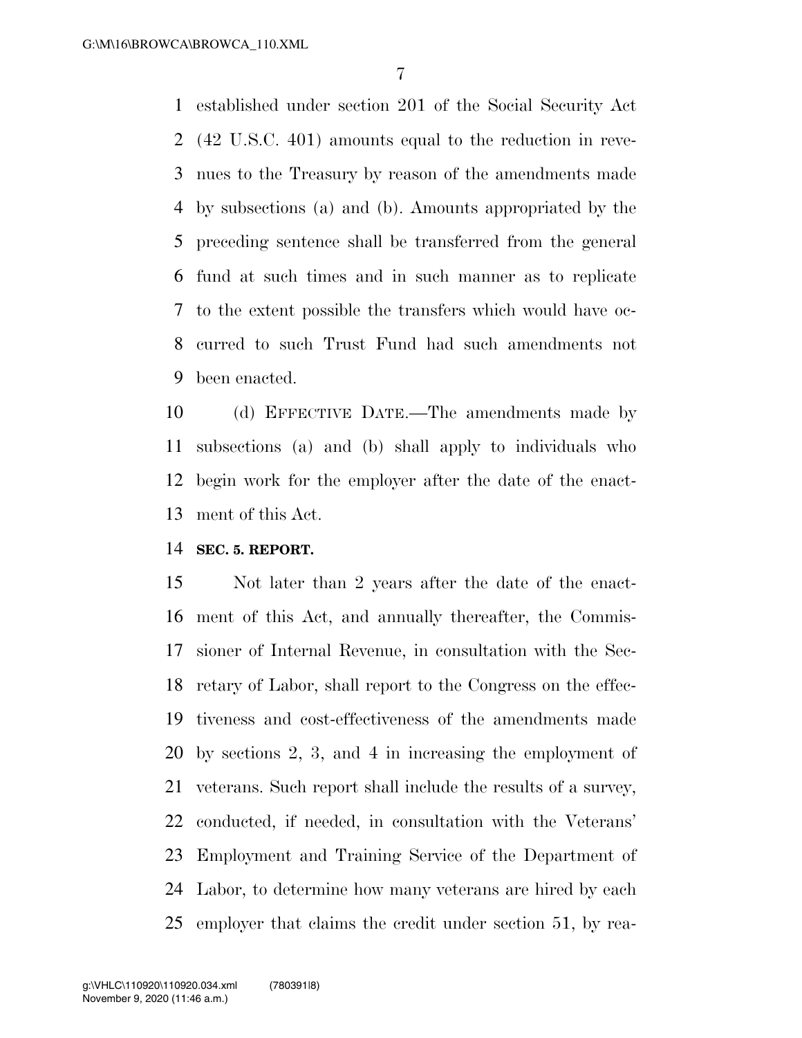established under section 201 of the Social Security Act (42 U.S.C. 401) amounts equal to the reduction in revenues to the Treasury by reason of the amendments made by subsections (a) and (b). Amounts appropriated by the preceding sentence shall be transferred from the general fund at such times and in such manner as to replicate to the extent possible the transfers which would have occurred to such Trust Fund had such amendments not been enacted.

(d) EFFECTIVE DATE.—The amendments made by subsections (a) and (b) shall apply to individuals who begin work for the employer after the date of the enactment of this Act.

**SEC. 5. REPORT.**

Not later than 2 years after the date of the enactment of this Act, and annually thereafter, the Commissioner of Internal Revenue, in consultation with the Secretary of Labor, shall report to the Congress on the effectiveness and cost-effectiveness of the amendments made by sections 2, 3, and 4 in increasing the employment of veterans. Such report shall include the results of a survey, conducted, if needed, in consultation with the Veterans' Employment and Training Service of the Department of Labor, to determine how many veterans are hired by each employer that claims the credit under section 51, by rea-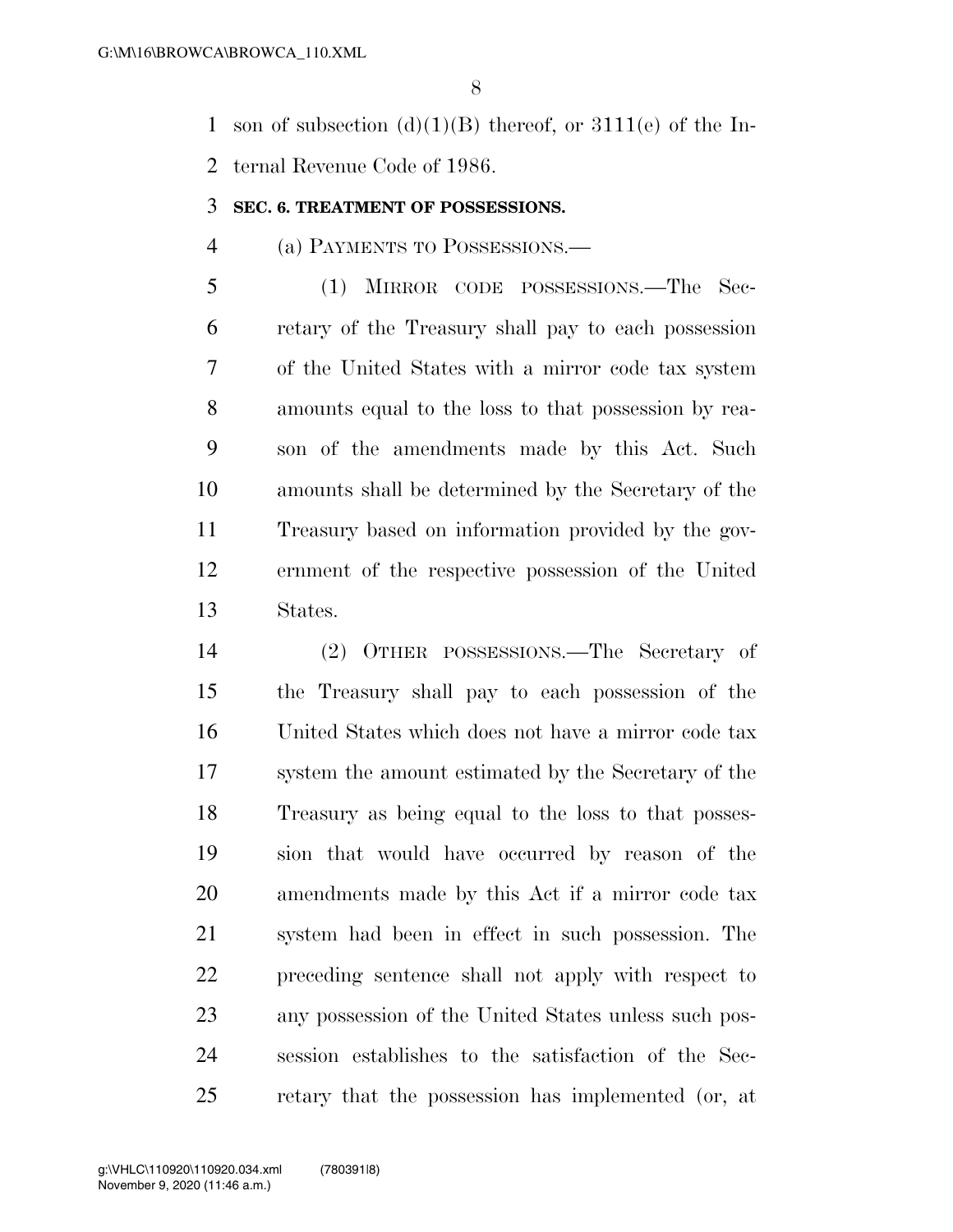son of subsection (d)(1)(B) thereof, or 3111(e) of the Internal Revenue Code of 1986.

### SEC. 6. TREATMENT OF POSSESSIONS.

(a) PAYMENTS TO POSSESSIONS.—

(1) MIRROR CODE POSSESSIONS.—The Secretary of the Treasury shall pay to each possession of the United States with a mirror code tax system amounts equal to the loss to that possession by reason of the amendments made by this Act. Such amounts shall be determined by the Secretary of the Treasury based on information provided by the government of the respective possession of the United States.

(2) OTHER POSSESSIONS.—The Secretary of the Treasury shall pay to each possession of the United States which does not have a mirror code tax system the amount estimated by the Secretary of the Treasury as being equal to the loss to that possession that would have occurred by reason of the amendments made by this Act if a mirror code tax system had been in effect in such possession. The preceding sentence shall not apply with respect to any possession of the United States unless such possession establishes to the satisfaction of the Secretary that the possession has implemented (or, at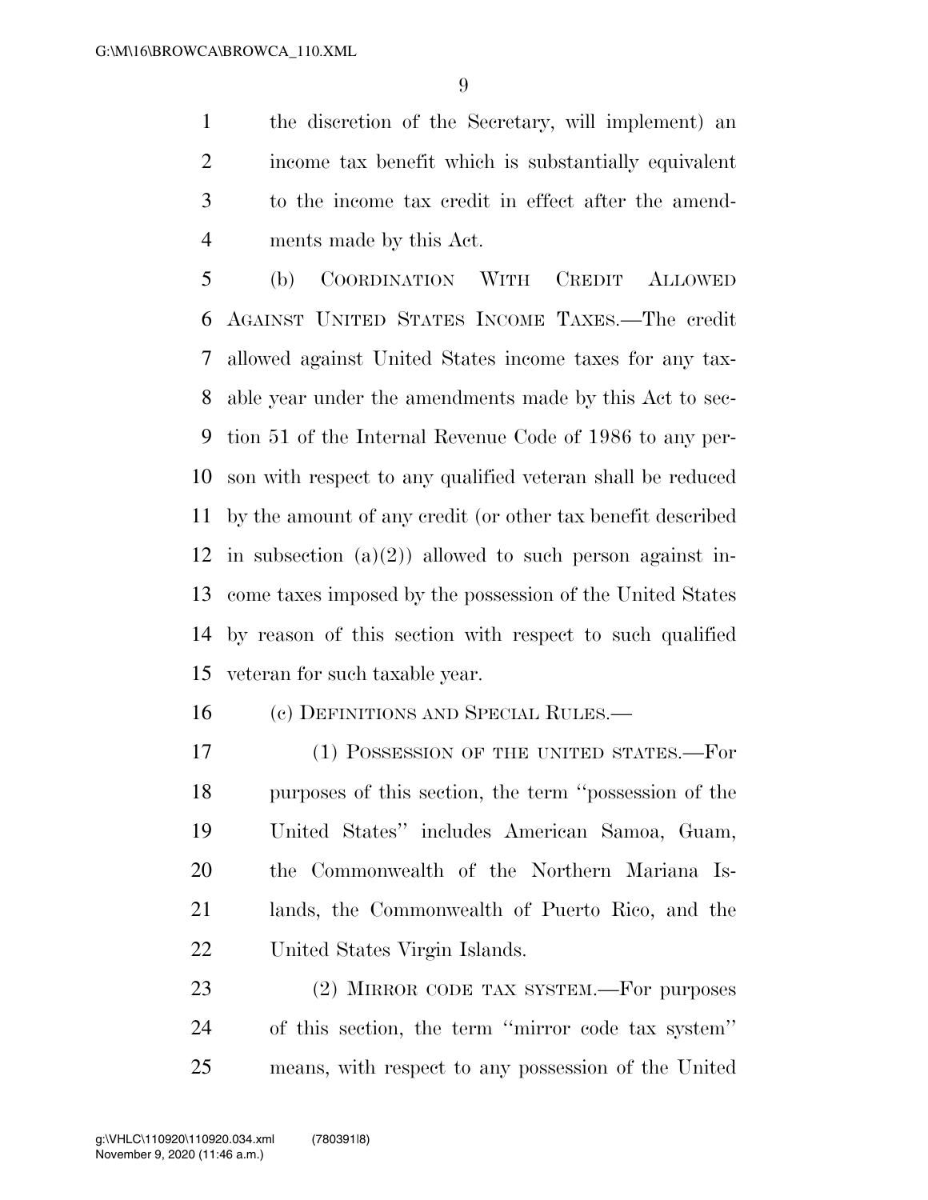the discretion of the Secretary, will implement) an income tax benefit which is substantially equivalent to the income tax credit in effect after the amendments made by this Act.

(b) COORDINATION WITH CREDIT ALLOWED AGAINST UNITED STATES INCOME TAXES.—The credit allowed against United States income taxes for any taxable year under the amendments made by this Act to section 51 of the Internal Revenue Code of 1986 to any person with respect to any qualified veteran shall be reduced by the amount of any credit (or other tax benefit described in subsection (a)(2)) allowed to such person against income taxes imposed by the possession of the United States by reason of this section with respect to such qualified veteran for such taxable year.

(c) DEFINITIONS AND SPECIAL RULES.—

(1) POSSESSION OF THE UNITED STATES.—For purposes of this section, the term ''possession of the United States'' includes American Samoa, Guam, the Commonwealth of the Northern Mariana Islands, the Commonwealth of Puerto Rico, and the United States Virgin Islands.

(2) MIRROR CODE TAX SYSTEM.—For purposes of this section, the term ''mirror code tax system'' means, with respect to any possession of the United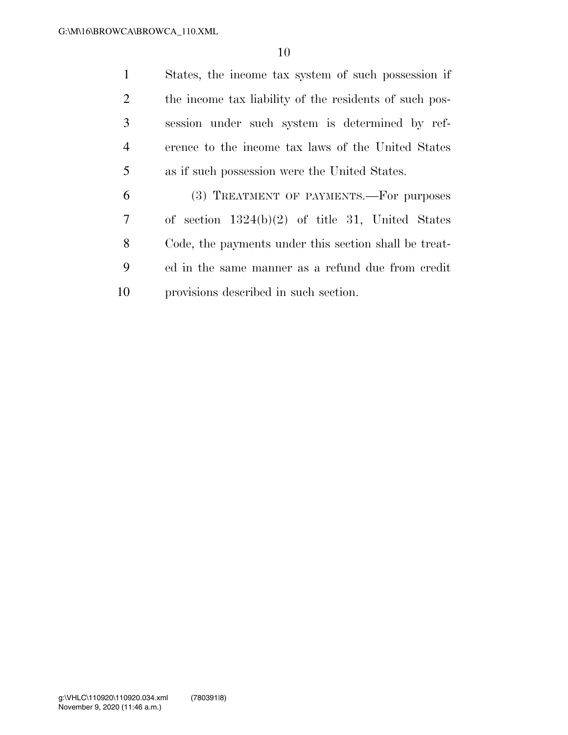States, the income tax system of such possession if the income tax liability of the residents of such possession under such system is determined by reference to the income tax laws of the United States as if such possession were the United States.

(3) TREATMENT OF PAYMENTS.—For purposes of section 1324(b)(2) of title 31, United States Code, the payments under this section shall be treated in the same manner as a refund due from credit provisions described in such section.